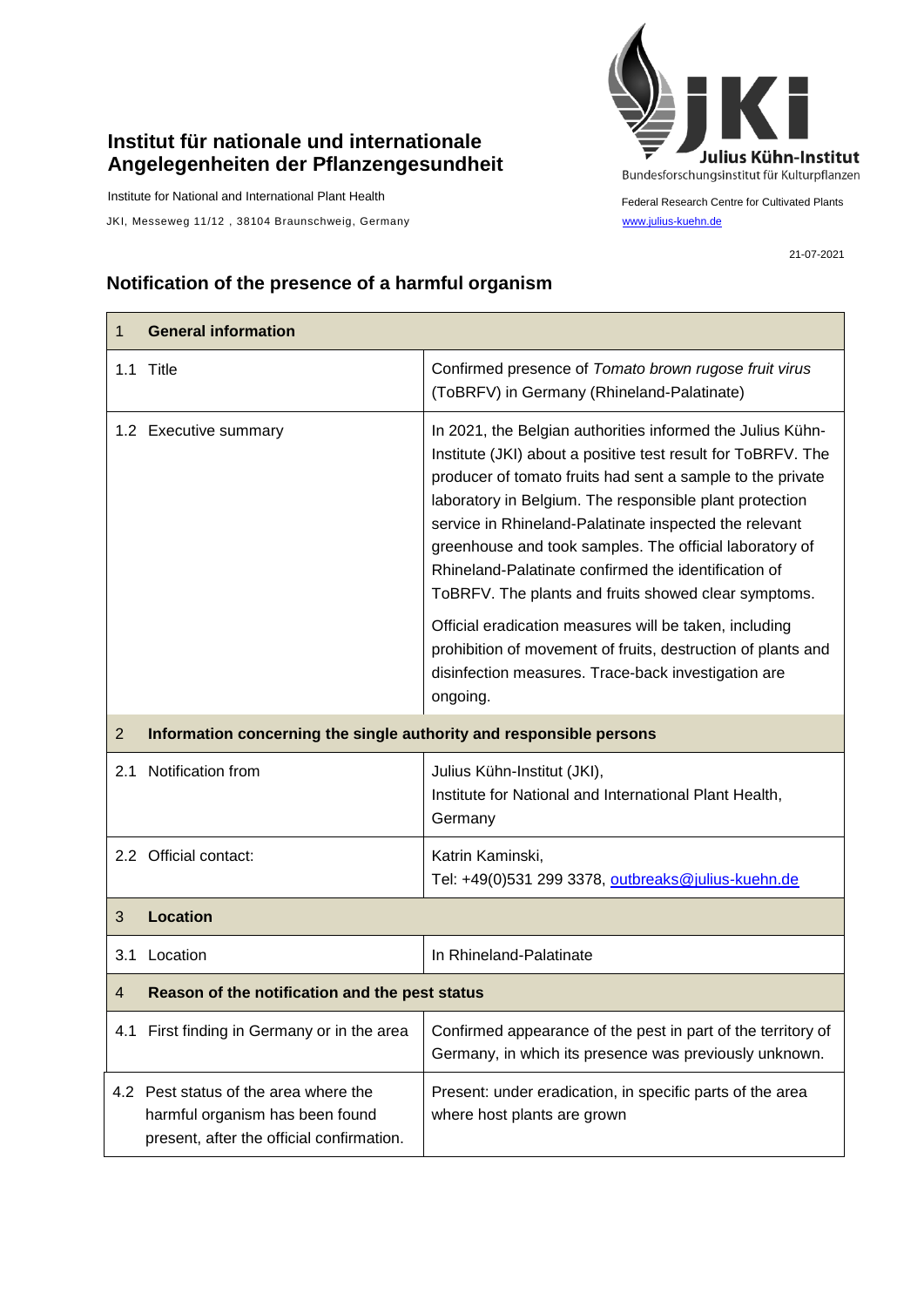**Institut für nationale und internationale Angelegenheiten der Pflanzengesundheit**

Institute for National and International Plant Health

JKI, Messeweg 11/12 , 38104 Braunschweig, Germany

Julius Kühn-Institut
Bundesforschungsinstitut für Kulturpflanzen

Federal Research Centre for Cultivated Plants

www.julius-kuehn.de

21-07-2021

## Notification of the presence of a harmful organism

| 1 General information | |
|---|---|
| 1.1 Title | Confirmed presence of *Tomato brown rugose fruit virus* (ToBRFV) in Germany (Rhineland-Palatinate) |
| 1.2 Executive summary | In 2021, the Belgian authorities informed the Julius Kühn-Institute (JKI) about a positive test result for ToBRFV. The producer of tomato fruits had sent a sample to the private laboratory in Belgium. The responsible plant protection service in Rhineland-Palatinate inspected the relevant greenhouse and took samples. The official laboratory of Rhineland-Palatinate confirmed the identification of ToBRFV. The plants and fruits showed clear symptoms.<br><br>Official eradication measures will be taken, including prohibition of movement of fruits, destruction of plants and disinfection measures. Trace-back investigation are ongoing. |
| **2 Information concerning the single authority and responsible persons** | |
| 2.1 Notification from | Julius Kühn-Institut (JKI), Institute for National and International Plant Health, Germany |
| 2.2 Official contact: | Katrin Kaminski, Tel: +49(0)531 299 3378, outbreaks@julius-kuehn.de |
| **3 Location** | |
| 3.1 Location | In Rhineland-Palatinate |
| **4 Reason of the notification and the pest status** | |
| 4.1 First finding in Germany or in the area | Confirmed appearance of the pest in part of the territory of Germany, in which its presence was previously unknown. |
| 4.2 Pest status of the area where the harmful organism has been found present, after the official confirmation. | Present: under eradication, in specific parts of the area where host plants are grown |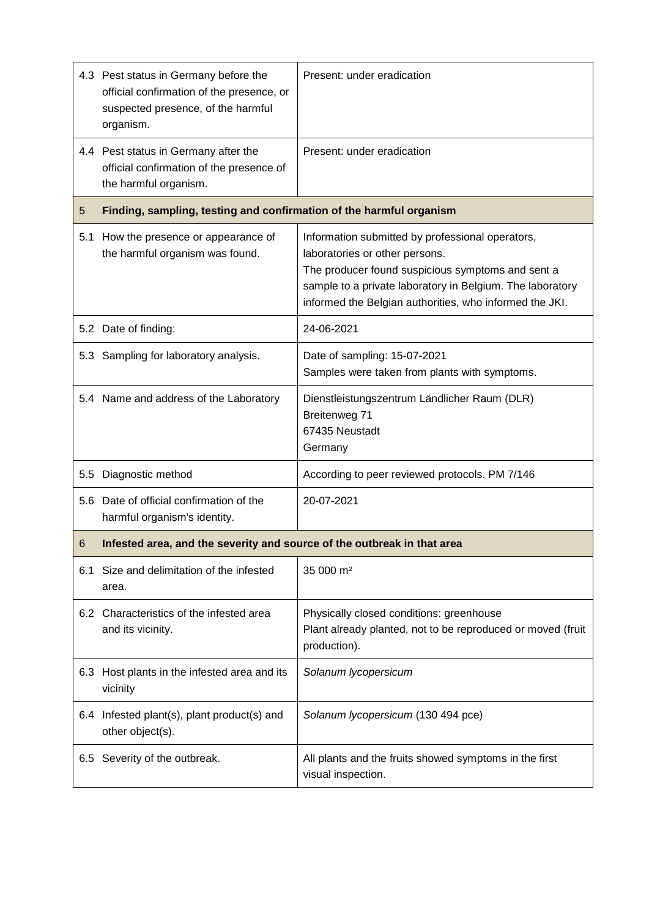| | | |
|---|---|---|
| 4.3 | Pest status in Germany before the official confirmation of the presence, or suspected presence, of the harmful organism. | Present: under eradication |
| 4.4 | Pest status in Germany after the official confirmation of the presence of the harmful organism. | Present: under eradication |
| **5** | **Finding, sampling, testing and confirmation of the harmful organism** | |
| 5.1 | How the presence or appearance of the harmful organism was found. | Information submitted by professional operators, laboratories or other persons.<br>The producer found suspicious symptoms and sent a sample to a private laboratory in Belgium. The laboratory informed the Belgian authorities, who informed the JKI. |
| 5.2 | Date of finding: | 24-06-2021 |
| 5.3 | Sampling for laboratory analysis. | Date of sampling: 15-07-2021<br>Samples were taken from plants with symptoms. |
| 5.4 | Name and address of the Laboratory | Dienstleistungszentrum Ländlicher Raum (DLR)<br>Breitenweg 71<br>67435 Neustadt<br>Germany |
| 5.5 | Diagnostic method | According to peer reviewed protocols. PM 7/146 |
| 5.6 | Date of official confirmation of the harmful organism's identity. | 20-07-2021 |
| **6** | **Infested area, and the severity and source of the outbreak in that area** | |
| 6.1 | Size and delimitation of the infested area. | 35 000 m² |
| 6.2 | Characteristics of the infested area and its vicinity. | Physically closed conditions: greenhouse<br>Plant already planted, not to be reproduced or moved (fruit production). |
| 6.3 | Host plants in the infested area and its vicinity | *Solanum lycopersicum* |
| 6.4 | Infested plant(s), plant product(s) and other object(s). | *Solanum lycopersicum* (130 494 pce) |
| 6.5 | Severity of the outbreak. | All plants and the fruits showed symptoms in the first visual inspection. |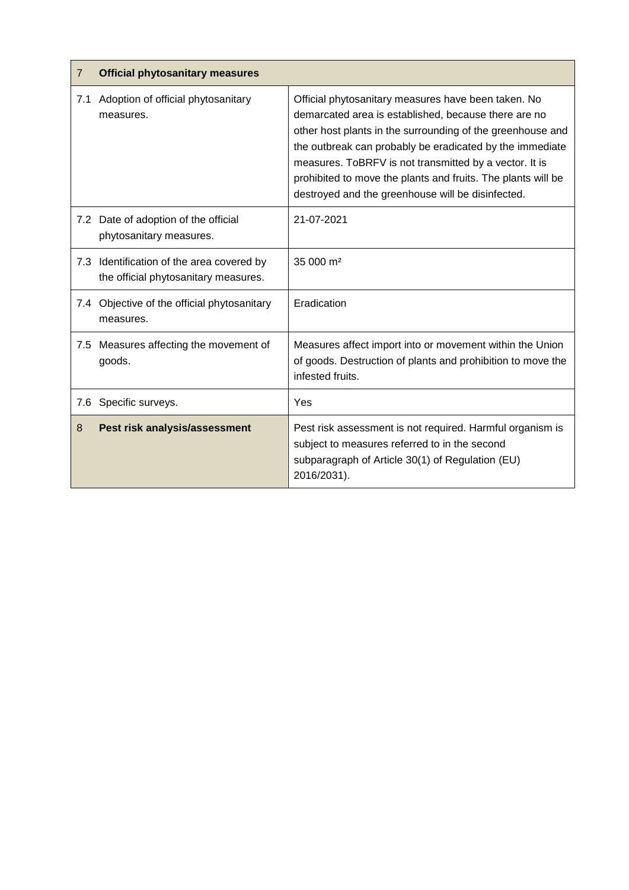| 7 | Official phytosanitary measures | |
|---|---|---|
| 7.1 | Adoption of official phytosanitary measures. | Official phytosanitary measures have been taken. No demarcated area is established, because there are no other host plants in the surrounding of the greenhouse and the outbreak can probably be eradicated by the immediate measures. ToBRFV is not transmitted by a vector. It is prohibited to move the plants and fruits. The plants will be destroyed and the greenhouse will be disinfected. |
| 7.2 | Date of adoption of the official phytosanitary measures. | 21-07-2021 |
| 7.3 | Identification of the area covered by the official phytosanitary measures. | 35 000 m² |
| 7.4 | Objective of the official phytosanitary measures. | Eradication |
| 7.5 | Measures affecting the movement of goods. | Measures affect import into or movement within the Union of goods. Destruction of plants and prohibition to move the infested fruits. |
| 7.6 | Specific surveys. | Yes |
| 8 | **Pest risk analysis/assessment** | Pest risk assessment is not required. Harmful organism is subject to measures referred to in the second subparagraph of Article 30(1) of Regulation (EU) 2016/2031). |